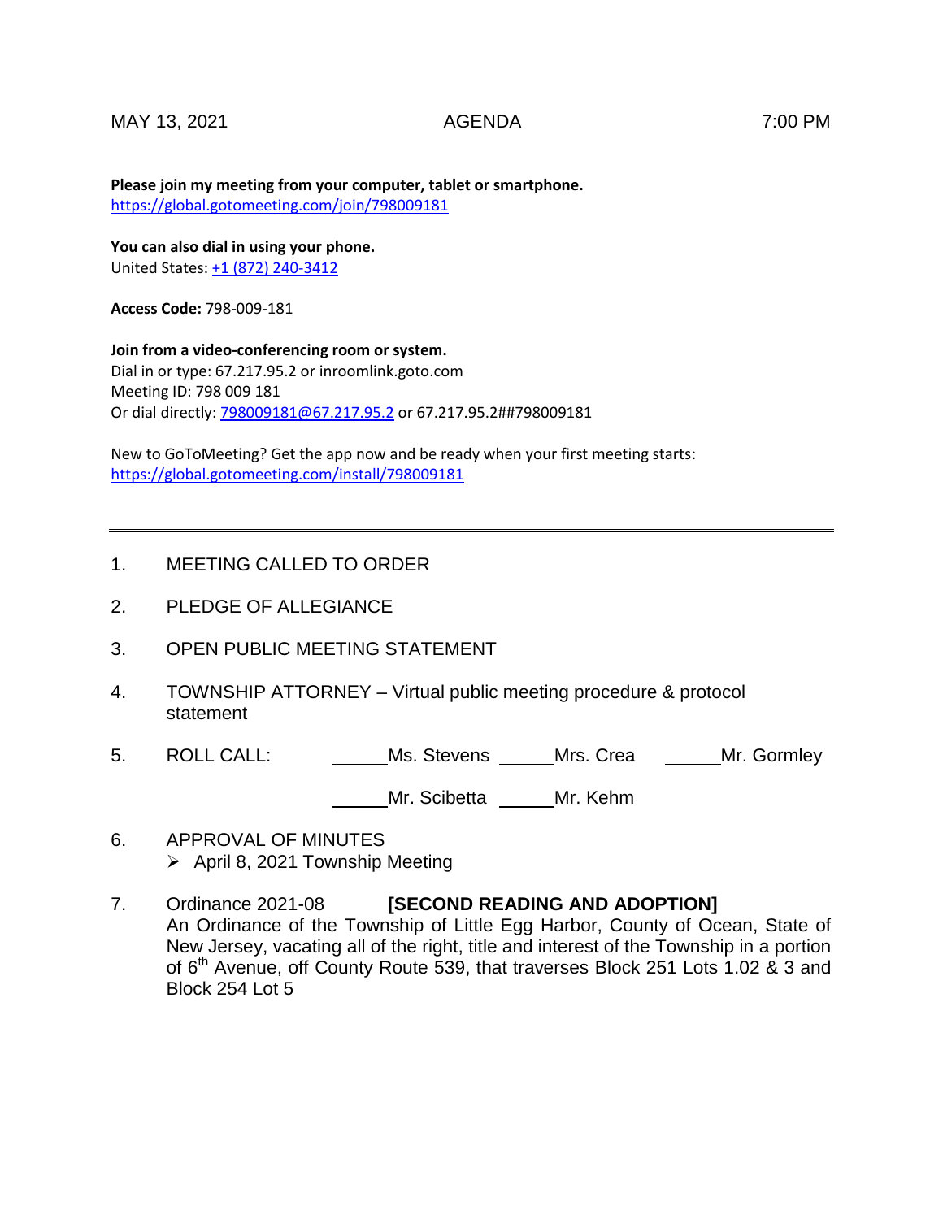MAY 13, 2021 AGENDA 7:00 PM

**Please join my meeting from your computer, tablet or smartphone.**
https://global.gotomeeting.com/join/798009181

**You can also dial in using your phone.**
United States: +1 (872) 240-3412

**Access Code:** 798-009-181

**Join from a video-conferencing room or system.**
Dial in or type: 67.217.95.2 or inroomlink.goto.com
Meeting ID: 798 009 181
Or dial directly: 798009181@67.217.95.2 or 67.217.95.2##798009181

New to GoToMeeting? Get the app now and be ready when your first meeting starts:
https://global.gotomeeting.com/install/798009181

---

1. MEETING CALLED TO ORDER

2. PLEDGE OF ALLEGIANCE

3. OPEN PUBLIC MEETING STATEMENT

4. TOWNSHIP ATTORNEY – Virtual public meeting procedure & protocol statement

5. ROLL CALL: \_\_\_\_\_Ms. Stevens \_\_\_\_\_Mrs. Crea \_\_\_\_\_Mr. Gormley

   \_\_\_\_\_Mr. Scibetta \_\_\_\_\_Mr. Kehm

6. APPROVAL OF MINUTES
   - April 8, 2021 Township Meeting

7. Ordinance 2021-08 **[SECOND READING AND ADOPTION]**
   An Ordinance of the Township of Little Egg Harbor, County of Ocean, State of New Jersey, vacating all of the right, title and interest of the Township in a portion of 6th Avenue, off County Route 539, that traverses Block 251 Lots 1.02 & 3 and Block 254 Lot 5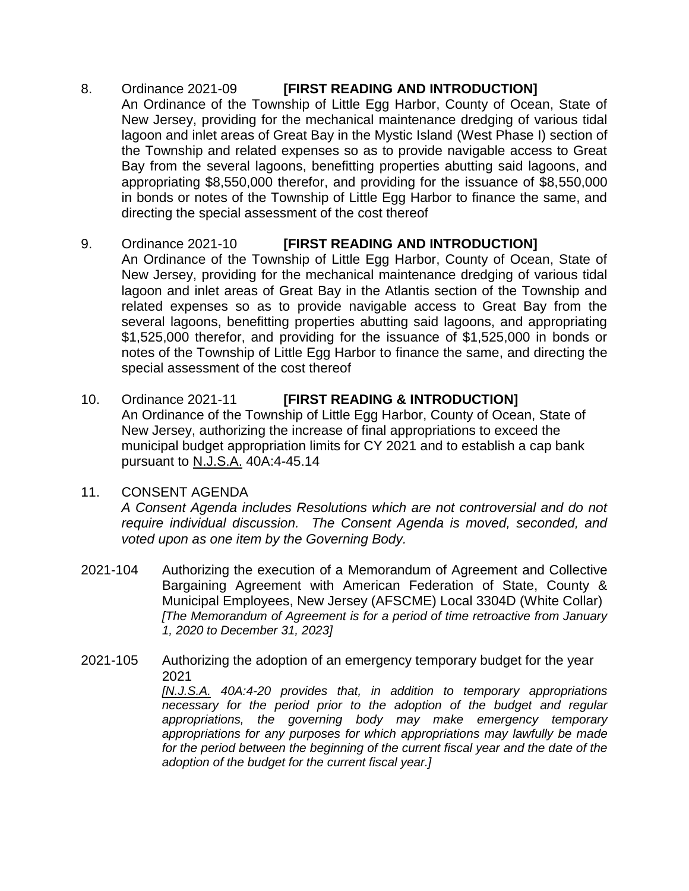8. Ordinance 2021-09 **[FIRST READING AND INTRODUCTION]**
   An Ordinance of the Township of Little Egg Harbor, County of Ocean, State of New Jersey, providing for the mechanical maintenance dredging of various tidal lagoon and inlet areas of Great Bay in the Mystic Island (West Phase I) section of the Township and related expenses so as to provide navigable access to Great Bay from the several lagoons, benefitting properties abutting said lagoons, and appropriating $8,550,000 therefor, and providing for the issuance of $8,550,000 in bonds or notes of the Township of Little Egg Harbor to finance the same, and directing the special assessment of the cost thereof

9. Ordinance 2021-10 **[FIRST READING AND INTRODUCTION]**
   An Ordinance of the Township of Little Egg Harbor, County of Ocean, State of New Jersey, providing for the mechanical maintenance dredging of various tidal lagoon and inlet areas of Great Bay in the Atlantis section of the Township and related expenses so as to provide navigable access to Great Bay from the several lagoons, benefitting properties abutting said lagoons, and appropriating $1,525,000 therefor, and providing for the issuance of $1,525,000 in bonds or notes of the Township of Little Egg Harbor to finance the same, and directing the special assessment of the cost thereof

10. Ordinance 2021-11 **[FIRST READING & INTRODUCTION]**
    An Ordinance of the Township of Little Egg Harbor, County of Ocean, State of New Jersey, authorizing the increase of final appropriations to exceed the municipal budget appropriation limits for CY 2021 and to establish a cap bank pursuant to N.J.S.A. 40A:4-45.14

11. CONSENT AGENDA
    *A Consent Agenda includes Resolutions which are not controversial and do not require individual discussion. The Consent Agenda is moved, seconded, and voted upon as one item by the Governing Body.*

2021-104 Authorizing the execution of a Memorandum of Agreement and Collective Bargaining Agreement with American Federation of State, County & Municipal Employees, New Jersey (AFSCME) Local 3304D (White Collar)
*[The Memorandum of Agreement is for a period of time retroactive from January 1, 2020 to December 31, 2023]*

2021-105 Authorizing the adoption of an emergency temporary budget for the year 2021
*[N.J.S.A. 40A:4-20 provides that, in addition to temporary appropriations necessary for the period prior to the adoption of the budget and regular appropriations, the governing body may make emergency temporary appropriations for any purposes for which appropriations may lawfully be made for the period between the beginning of the current fiscal year and the date of the adoption of the budget for the current fiscal year.]*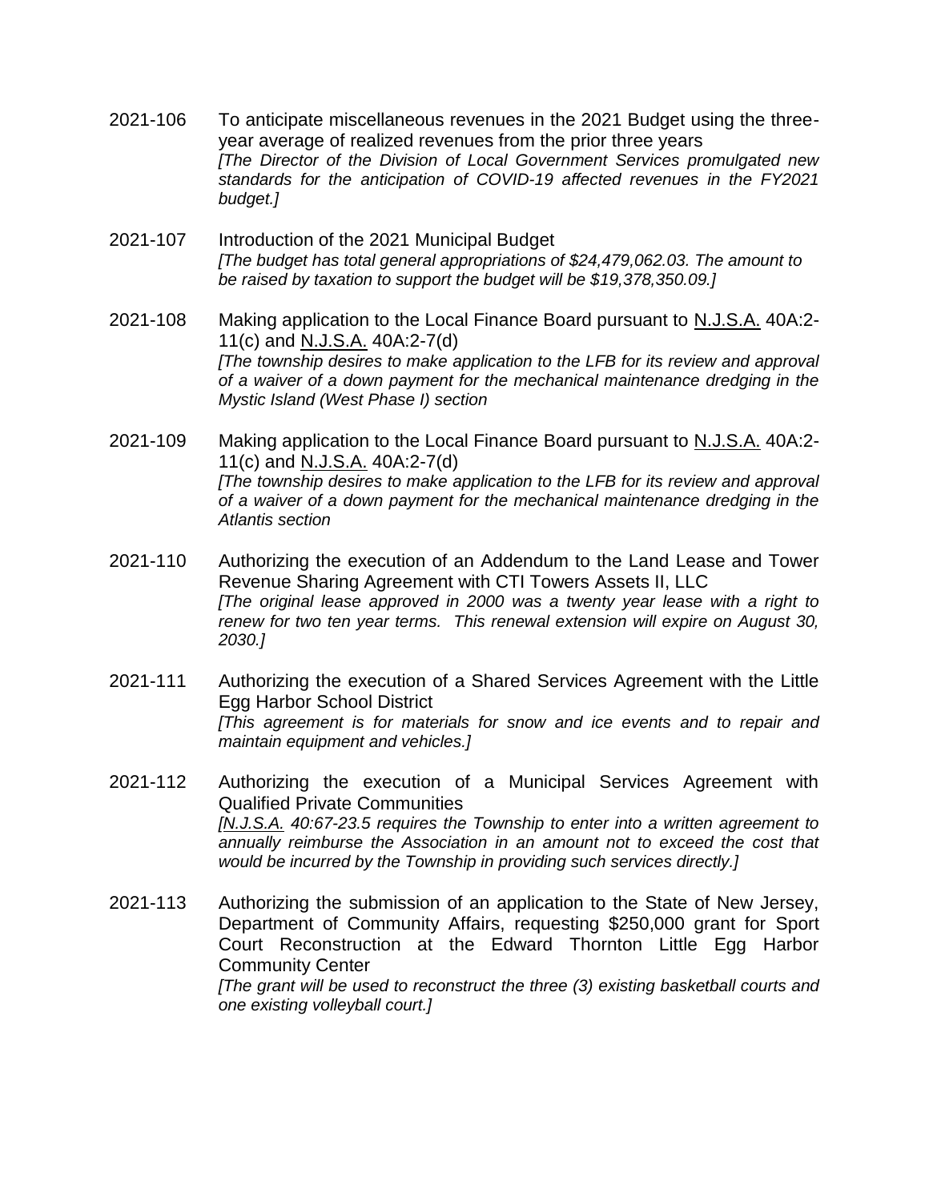2021-106 To anticipate miscellaneous revenues in the 2021 Budget using the three-year average of realized revenues from the prior three years
*[The Director of the Division of Local Government Services promulgated new standards for the anticipation of COVID-19 affected revenues in the FY2021 budget.]*

2021-107 Introduction of the 2021 Municipal Budget
*[The budget has total general appropriations of $24,479,062.03. The amount to be raised by taxation to support the budget will be $19,378,350.09.]*

2021-108 Making application to the Local Finance Board pursuant to N.J.S.A. 40A:2-11(c) and N.J.S.A. 40A:2-7(d)
*[The township desires to make application to the LFB for its review and approval of a waiver of a down payment for the mechanical maintenance dredging in the Mystic Island (West Phase I) section*

2021-109 Making application to the Local Finance Board pursuant to N.J.S.A. 40A:2-11(c) and N.J.S.A. 40A:2-7(d)
*[The township desires to make application to the LFB for its review and approval of a waiver of a down payment for the mechanical maintenance dredging in the Atlantis section*

2021-110 Authorizing the execution of an Addendum to the Land Lease and Tower Revenue Sharing Agreement with CTI Towers Assets II, LLC
*[The original lease approved in 2000 was a twenty year lease with a right to renew for two ten year terms. This renewal extension will expire on August 30, 2030.]*

2021-111 Authorizing the execution of a Shared Services Agreement with the Little Egg Harbor School District
*[This agreement is for materials for snow and ice events and to repair and maintain equipment and vehicles.]*

2021-112 Authorizing the execution of a Municipal Services Agreement with Qualified Private Communities
*[N.J.S.A. 40:67-23.5 requires the Township to enter into a written agreement to annually reimburse the Association in an amount not to exceed the cost that would be incurred by the Township in providing such services directly.]*

2021-113 Authorizing the submission of an application to the State of New Jersey, Department of Community Affairs, requesting $250,000 grant for Sport Court Reconstruction at the Edward Thornton Little Egg Harbor Community Center
*[The grant will be used to reconstruct the three (3) existing basketball courts and one existing volleyball court.]*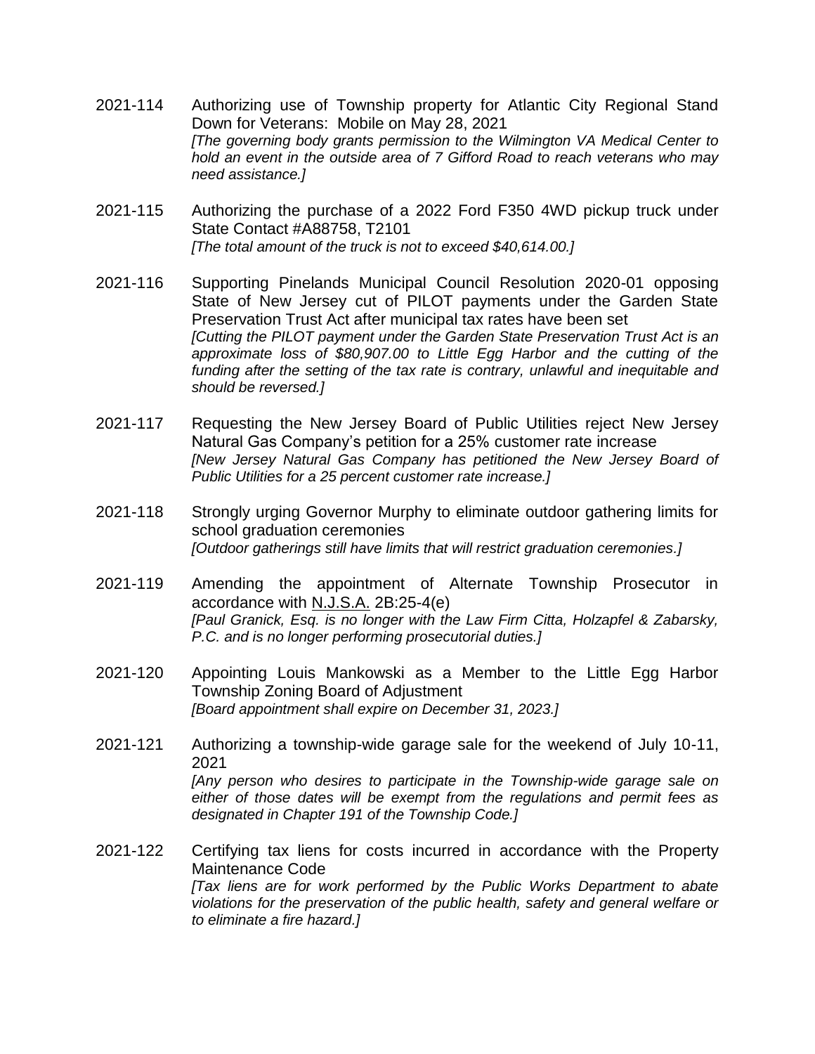2021-114 Authorizing use of Township property for Atlantic City Regional Stand Down for Veterans: Mobile on May 28, 2021
*[The governing body grants permission to the Wilmington VA Medical Center to hold an event in the outside area of 7 Gifford Road to reach veterans who may need assistance.]*

2021-115 Authorizing the purchase of a 2022 Ford F350 4WD pickup truck under State Contact #A88758, T2101
*[The total amount of the truck is not to exceed $40,614.00.]*

2021-116 Supporting Pinelands Municipal Council Resolution 2020-01 opposing State of New Jersey cut of PILOT payments under the Garden State Preservation Trust Act after municipal tax rates have been set
*[Cutting the PILOT payment under the Garden State Preservation Trust Act is an approximate loss of $80,907.00 to Little Egg Harbor and the cutting of the funding after the setting of the tax rate is contrary, unlawful and inequitable and should be reversed.]*

2021-117 Requesting the New Jersey Board of Public Utilities reject New Jersey Natural Gas Company's petition for a 25% customer rate increase
*[New Jersey Natural Gas Company has petitioned the New Jersey Board of Public Utilities for a 25 percent customer rate increase.]*

2021-118 Strongly urging Governor Murphy to eliminate outdoor gathering limits for school graduation ceremonies
*[Outdoor gatherings still have limits that will restrict graduation ceremonies.]*

2021-119 Amending the appointment of Alternate Township Prosecutor in accordance with N.J.S.A. 2B:25-4(e)
*[Paul Granick, Esq. is no longer with the Law Firm Citta, Holzapfel & Zabarsky, P.C. and is no longer performing prosecutorial duties.]*

2021-120 Appointing Louis Mankowski as a Member to the Little Egg Harbor Township Zoning Board of Adjustment
*[Board appointment shall expire on December 31, 2023.]*

2021-121 Authorizing a township-wide garage sale for the weekend of July 10-11, 2021
*[Any person who desires to participate in the Township-wide garage sale on either of those dates will be exempt from the regulations and permit fees as designated in Chapter 191 of the Township Code.]*

2021-122 Certifying tax liens for costs incurred in accordance with the Property Maintenance Code
*[Tax liens are for work performed by the Public Works Department to abate violations for the preservation of the public health, safety and general welfare or to eliminate a fire hazard.]*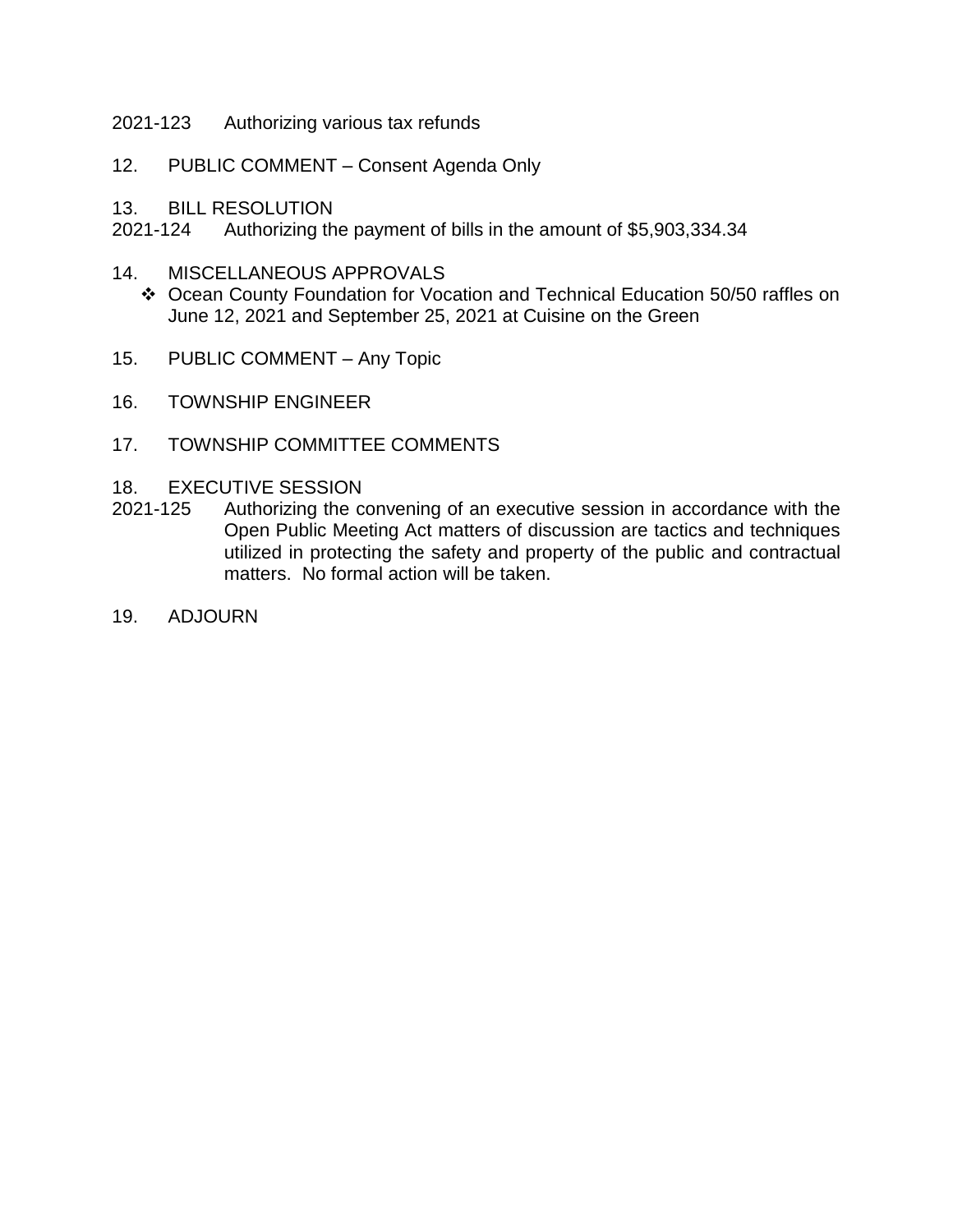2021-123 Authorizing various tax refunds

12. PUBLIC COMMENT – Consent Agenda Only

13. BILL RESOLUTION

2021-124 Authorizing the payment of bills in the amount of $5,903,334.34

14. MISCELLANEOUS APPROVALS

- Ocean County Foundation for Vocation and Technical Education 50/50 raffles on June 12, 2021 and September 25, 2021 at Cuisine on the Green

15. PUBLIC COMMENT – Any Topic

16. TOWNSHIP ENGINEER

17. TOWNSHIP COMMITTEE COMMENTS

18. EXECUTIVE SESSION

2021-125 Authorizing the convening of an executive session in accordance with the Open Public Meeting Act matters of discussion are tactics and techniques utilized in protecting the safety and property of the public and contractual matters. No formal action will be taken.

19. ADJOURN